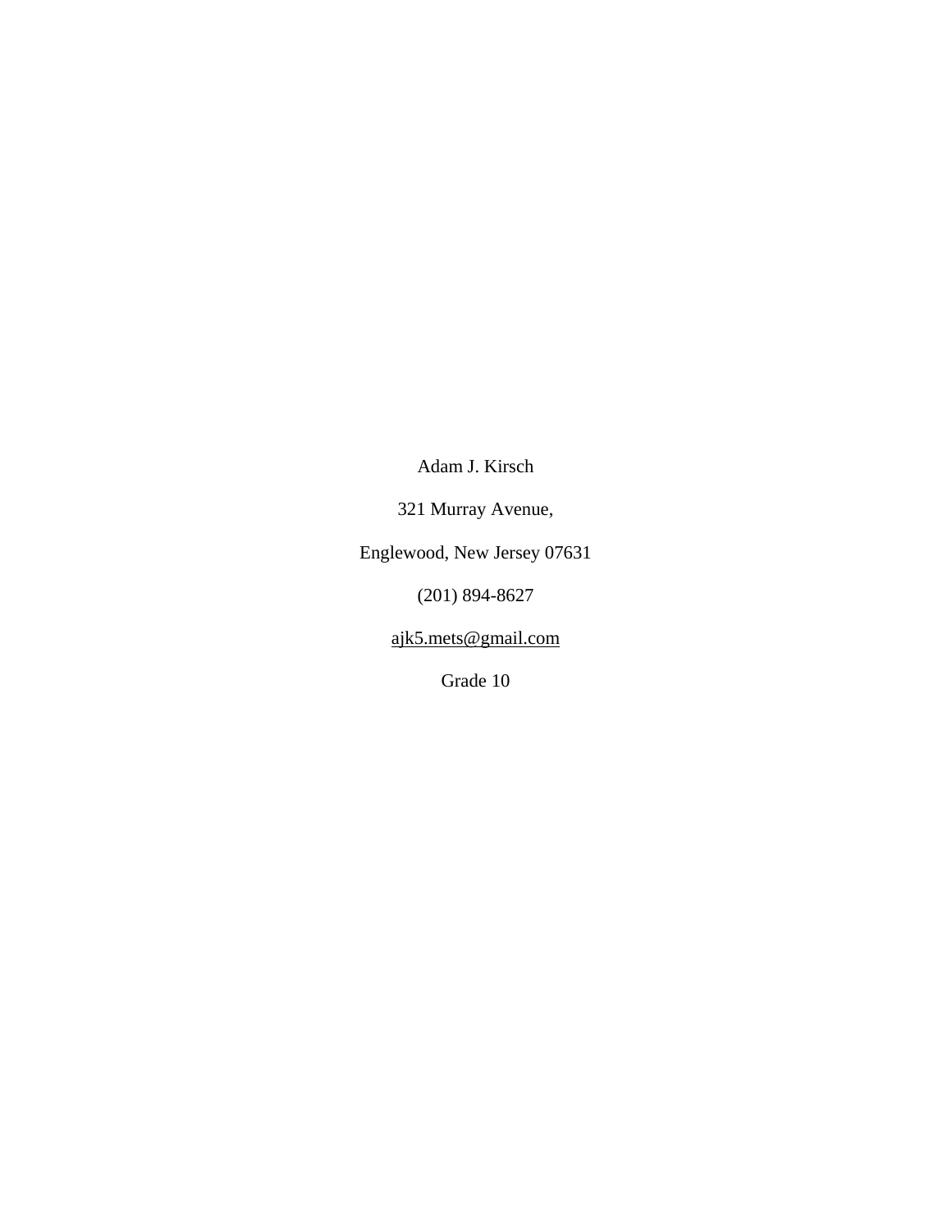Adam J. Kirsch

321 Murray Avenue,

Englewood, New Jersey 07631

(201) 894-8627

ajk5.mets@gmail.com

Grade 10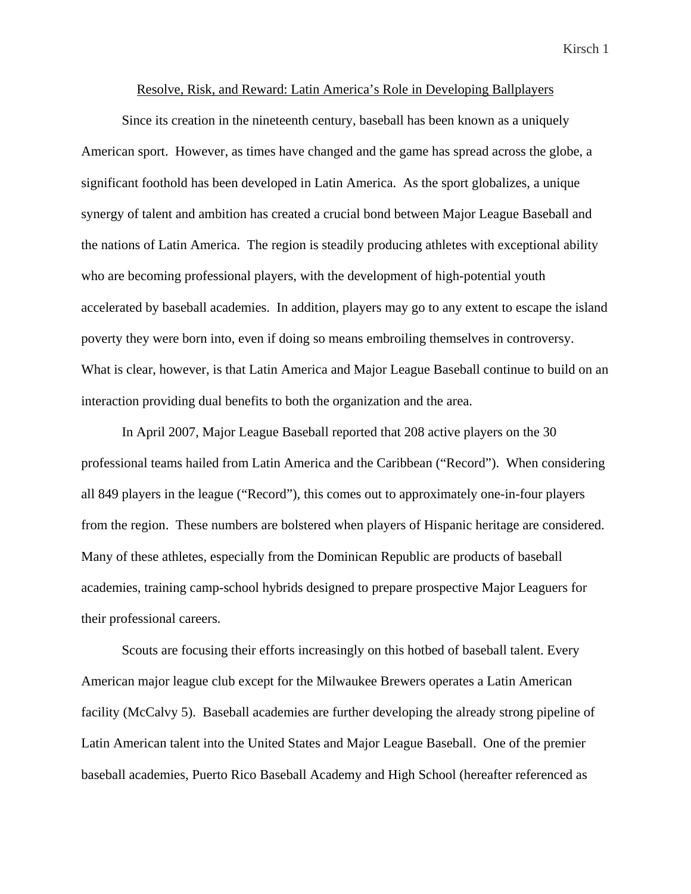Resolve, Risk, and Reward: Latin America's Role in Developing Ballplayers

Since its creation in the nineteenth century, baseball has been known as a uniquely American sport. However, as times have changed and the game has spread across the globe, a significant foothold has been developed in Latin America. As the sport globalizes, a unique synergy of talent and ambition has created a crucial bond between Major League Baseball and the nations of Latin America. The region is steadily producing athletes with exceptional ability who are becoming professional players, with the development of high-potential youth accelerated by baseball academies. In addition, players may go to any extent to escape the island poverty they were born into, even if doing so means embroiling themselves in controversy. What is clear, however, is that Latin America and Major League Baseball continue to build on an interaction providing dual benefits to both the organization and the area.

In April 2007, Major League Baseball reported that 208 active players on the 30 professional teams hailed from Latin America and the Caribbean ("Record"). When considering all 849 players in the league ("Record"), this comes out to approximately one-in-four players from the region. These numbers are bolstered when players of Hispanic heritage are considered. Many of these athletes, especially from the Dominican Republic are products of baseball academies, training camp-school hybrids designed to prepare prospective Major Leaguers for their professional careers.

Scouts are focusing their efforts increasingly on this hotbed of baseball talent. Every American major league club except for the Milwaukee Brewers operates a Latin American facility (McCalvy 5). Baseball academies are further developing the already strong pipeline of Latin American talent into the United States and Major League Baseball. One of the premier baseball academies, Puerto Rico Baseball Academy and High School (hereafter referenced as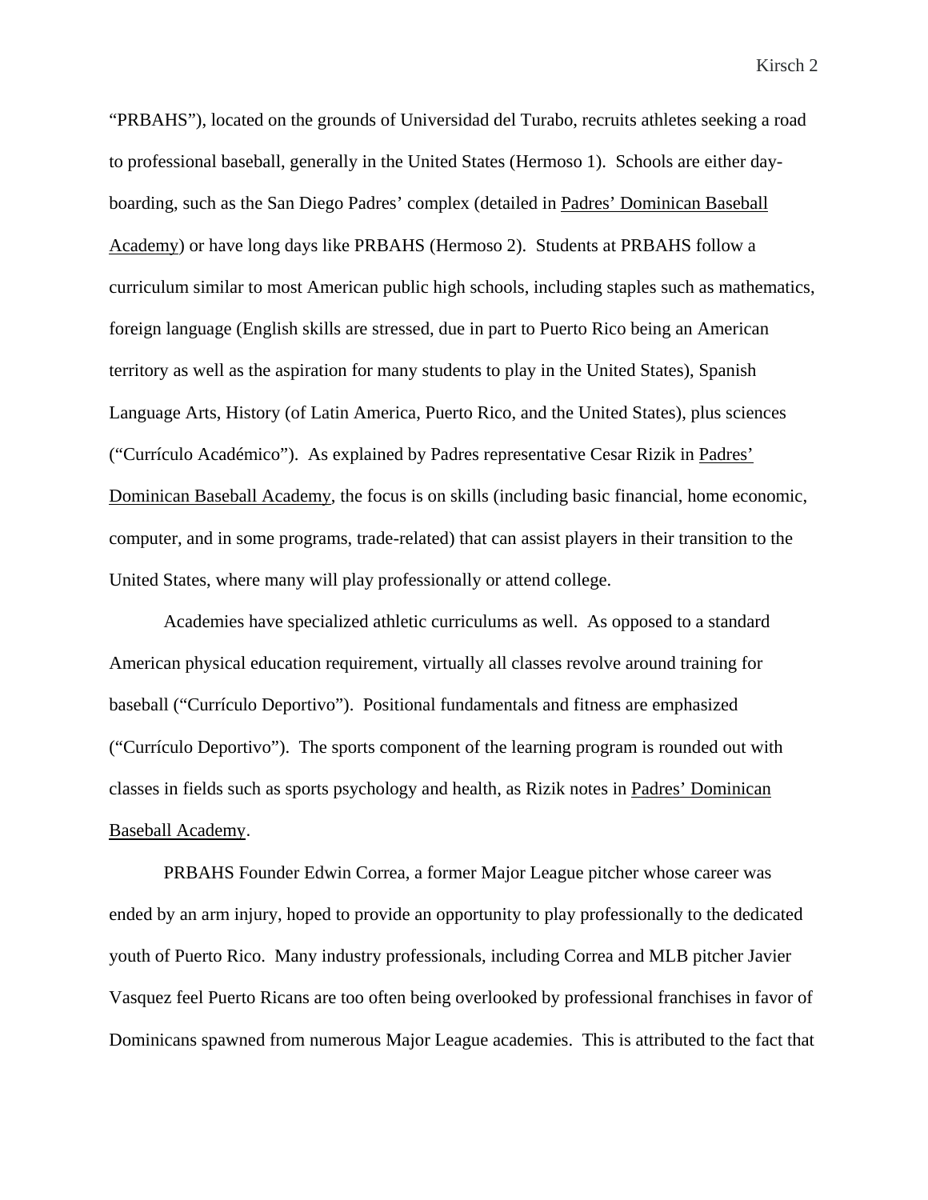“PRBAHS”), located on the grounds of Universidad del Turabo, recruits athletes seeking a road to professional baseball, generally in the United States (Hermoso 1). Schools are either day-boarding, such as the San Diego Padres’ complex (detailed in <u>Padres’ Dominican Baseball Academy</u>) or have long days like PRBAHS (Hermoso 2). Students at PRBAHS follow a curriculum similar to most American public high schools, including staples such as mathematics, foreign language (English skills are stressed, due in part to Puerto Rico being an American territory as well as the aspiration for many students to play in the United States), Spanish Language Arts, History (of Latin America, Puerto Rico, and the United States), plus sciences (“Currículo Académico”). As explained by Padres representative Cesar Rizik in <u>Padres’ Dominican Baseball Academy</u>, the focus is on skills (including basic financial, home economic, computer, and in some programs, trade-related) that can assist players in their transition to the United States, where many will play professionally or attend college.

Academies have specialized athletic curriculums as well. As opposed to a standard American physical education requirement, virtually all classes revolve around training for baseball (“Currículo Deportivo”). Positional fundamentals and fitness are emphasized (“Currículo Deportivo”). The sports component of the learning program is rounded out with classes in fields such as sports psychology and health, as Rizik notes in <u>Padres’ Dominican Baseball Academy</u>.

PRBAHS Founder Edwin Correa, a former Major League pitcher whose career was ended by an arm injury, hoped to provide an opportunity to play professionally to the dedicated youth of Puerto Rico. Many industry professionals, including Correa and MLB pitcher Javier Vasquez feel Puerto Ricans are too often being overlooked by professional franchises in favor of Dominicans spawned from numerous Major League academies. This is attributed to the fact that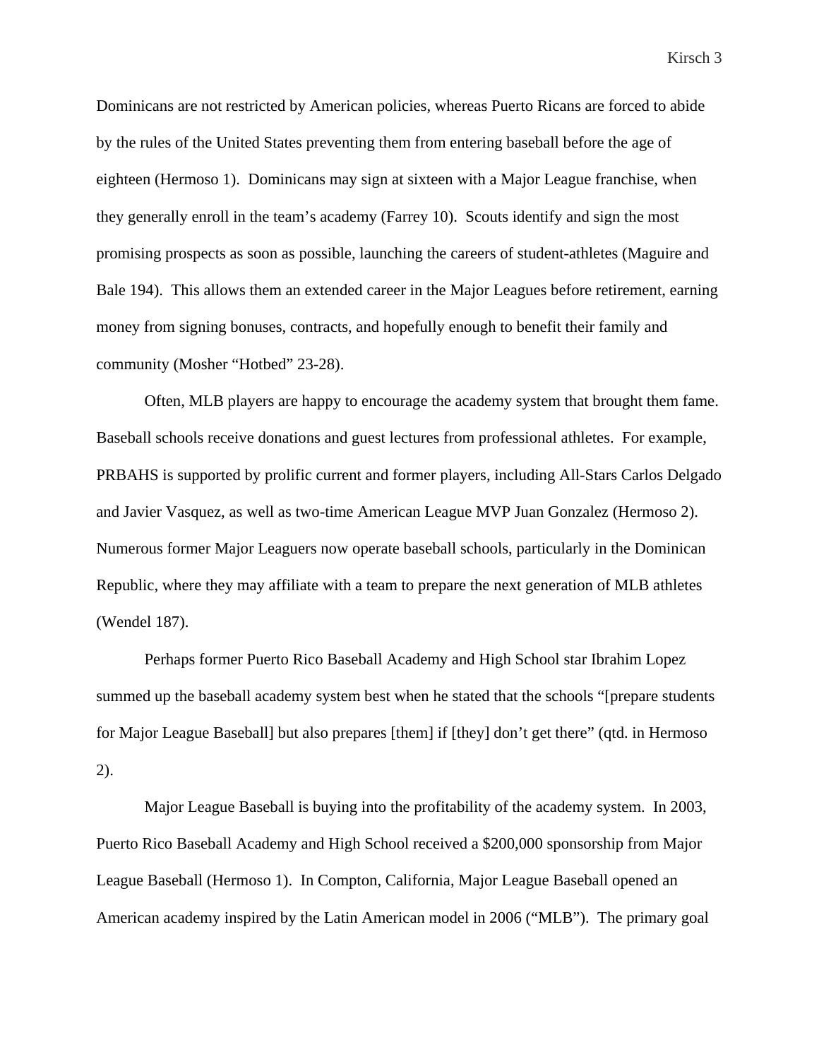Dominicans are not restricted by American policies, whereas Puerto Ricans are forced to abide by the rules of the United States preventing them from entering baseball before the age of eighteen (Hermoso 1). Dominicans may sign at sixteen with a Major League franchise, when they generally enroll in the team's academy (Farrey 10). Scouts identify and sign the most promising prospects as soon as possible, launching the careers of student-athletes (Maguire and Bale 194). This allows them an extended career in the Major Leagues before retirement, earning money from signing bonuses, contracts, and hopefully enough to benefit their family and community (Mosher "Hotbed" 23-28).

Often, MLB players are happy to encourage the academy system that brought them fame. Baseball schools receive donations and guest lectures from professional athletes. For example, PRBAHS is supported by prolific current and former players, including All-Stars Carlos Delgado and Javier Vasquez, as well as two-time American League MVP Juan Gonzalez (Hermoso 2). Numerous former Major Leaguers now operate baseball schools, particularly in the Dominican Republic, where they may affiliate with a team to prepare the next generation of MLB athletes (Wendel 187).

Perhaps former Puerto Rico Baseball Academy and High School star Ibrahim Lopez summed up the baseball academy system best when he stated that the schools "[prepare students for Major League Baseball] but also prepares [them] if [they] don't get there" (qtd. in Hermoso 2).

Major League Baseball is buying into the profitability of the academy system. In 2003, Puerto Rico Baseball Academy and High School received a $200,000 sponsorship from Major League Baseball (Hermoso 1). In Compton, California, Major League Baseball opened an American academy inspired by the Latin American model in 2006 ("MLB"). The primary goal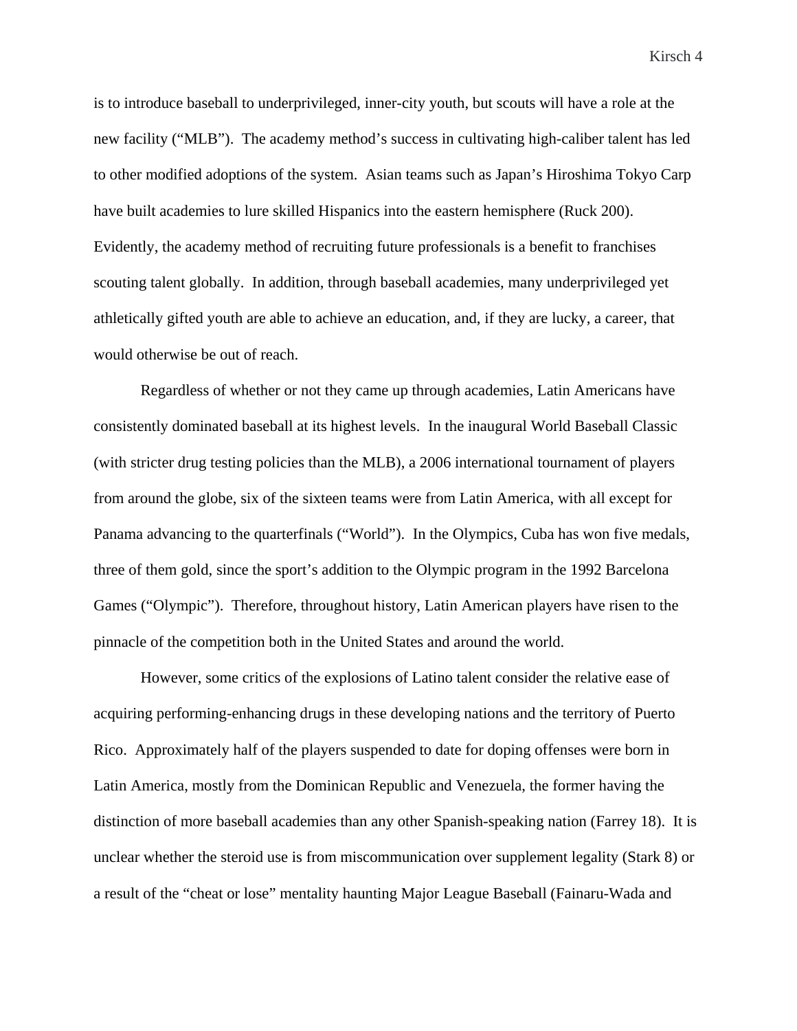is to introduce baseball to underprivileged, inner-city youth, but scouts will have a role at the new facility ("MLB"). The academy method's success in cultivating high-caliber talent has led to other modified adoptions of the system. Asian teams such as Japan's Hiroshima Tokyo Carp have built academies to lure skilled Hispanics into the eastern hemisphere (Ruck 200). Evidently, the academy method of recruiting future professionals is a benefit to franchises scouting talent globally. In addition, through baseball academies, many underprivileged yet athletically gifted youth are able to achieve an education, and, if they are lucky, a career, that would otherwise be out of reach.

Regardless of whether or not they came up through academies, Latin Americans have consistently dominated baseball at its highest levels. In the inaugural World Baseball Classic (with stricter drug testing policies than the MLB), a 2006 international tournament of players from around the globe, six of the sixteen teams were from Latin America, with all except for Panama advancing to the quarterfinals ("World"). In the Olympics, Cuba has won five medals, three of them gold, since the sport's addition to the Olympic program in the 1992 Barcelona Games ("Olympic"). Therefore, throughout history, Latin American players have risen to the pinnacle of the competition both in the United States and around the world.

However, some critics of the explosions of Latino talent consider the relative ease of acquiring performing-enhancing drugs in these developing nations and the territory of Puerto Rico. Approximately half of the players suspended to date for doping offenses were born in Latin America, mostly from the Dominican Republic and Venezuela, the former having the distinction of more baseball academies than any other Spanish-speaking nation (Farrey 18). It is unclear whether the steroid use is from miscommunication over supplement legality (Stark 8) or a result of the "cheat or lose" mentality haunting Major League Baseball (Fainaru-Wada and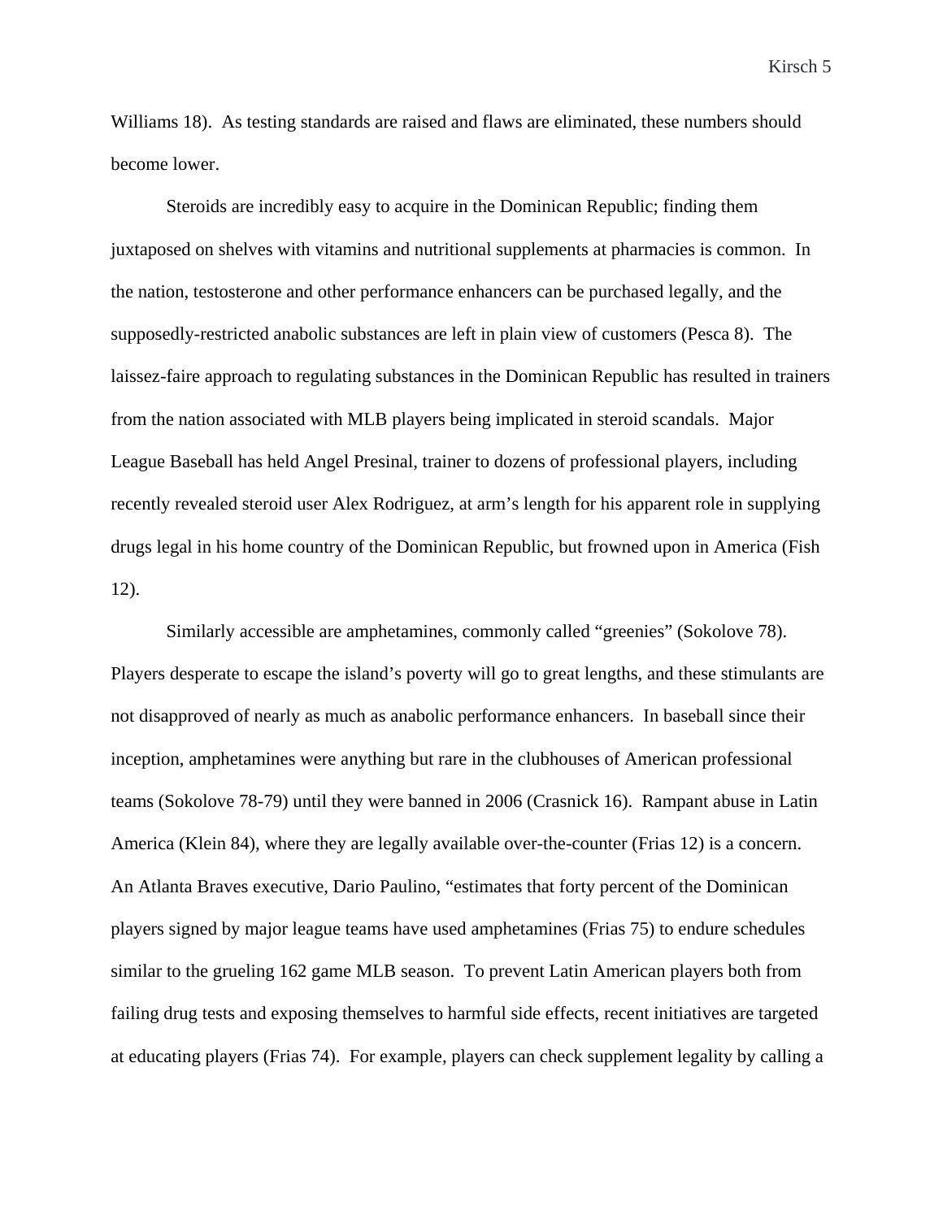Williams 18). As testing standards are raised and flaws are eliminated, these numbers should become lower.

Steroids are incredibly easy to acquire in the Dominican Republic; finding them juxtaposed on shelves with vitamins and nutritional supplements at pharmacies is common. In the nation, testosterone and other performance enhancers can be purchased legally, and the supposedly-restricted anabolic substances are left in plain view of customers (Pesca 8). The laissez-faire approach to regulating substances in the Dominican Republic has resulted in trainers from the nation associated with MLB players being implicated in steroid scandals. Major League Baseball has held Angel Presinal, trainer to dozens of professional players, including recently revealed steroid user Alex Rodriguez, at arm's length for his apparent role in supplying drugs legal in his home country of the Dominican Republic, but frowned upon in America (Fish 12).

Similarly accessible are amphetamines, commonly called "greenies" (Sokolove 78). Players desperate to escape the island's poverty will go to great lengths, and these stimulants are not disapproved of nearly as much as anabolic performance enhancers. In baseball since their inception, amphetamines were anything but rare in the clubhouses of American professional teams (Sokolove 78-79) until they were banned in 2006 (Crasnick 16). Rampant abuse in Latin America (Klein 84), where they are legally available over-the-counter (Frias 12) is a concern. An Atlanta Braves executive, Dario Paulino, "estimates that forty percent of the Dominican players signed by major league teams have used amphetamines (Frias 75) to endure schedules similar to the grueling 162 game MLB season. To prevent Latin American players both from failing drug tests and exposing themselves to harmful side effects, recent initiatives are targeted at educating players (Frias 74). For example, players can check supplement legality by calling a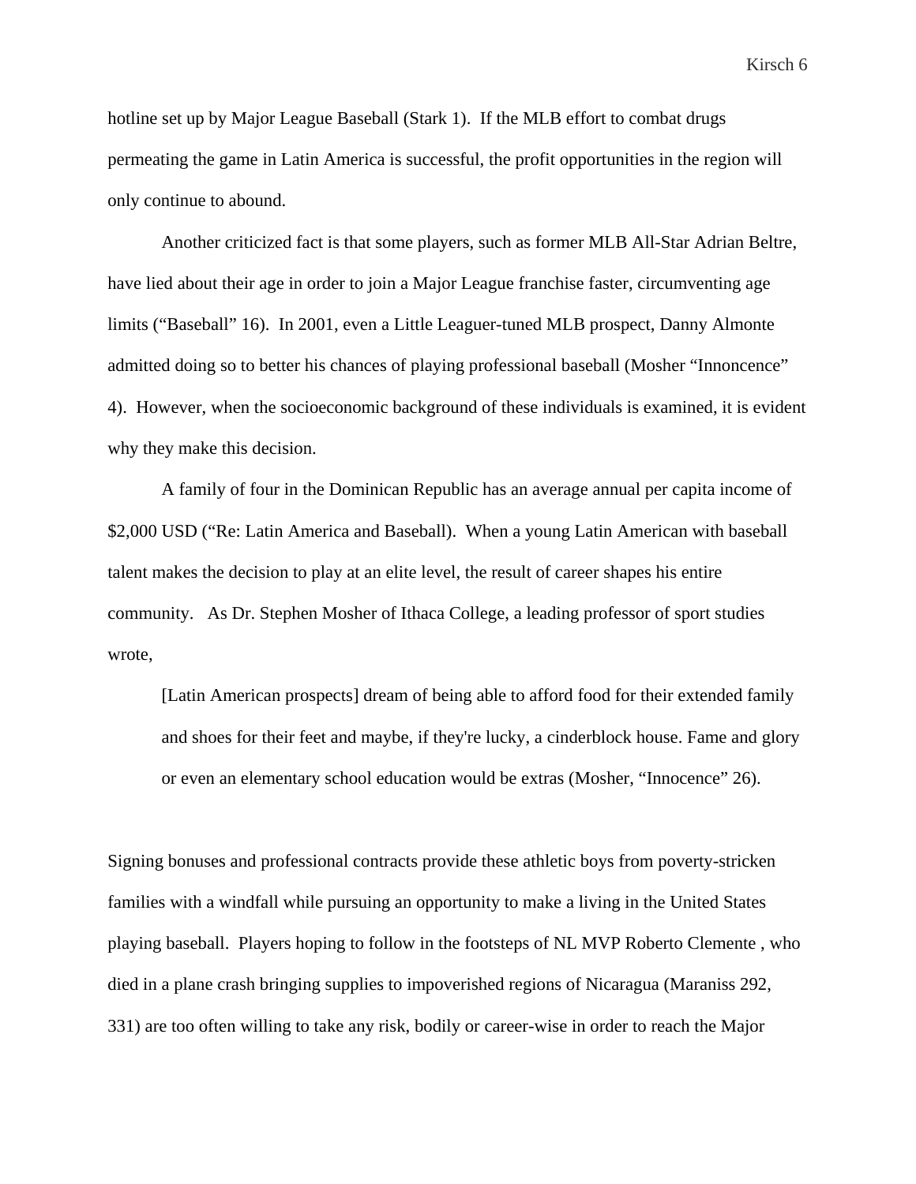hotline set up by Major League Baseball (Stark 1). If the MLB effort to combat drugs permeating the game in Latin America is successful, the profit opportunities in the region will only continue to abound.

Another criticized fact is that some players, such as former MLB All-Star Adrian Beltre, have lied about their age in order to join a Major League franchise faster, circumventing age limits ("Baseball" 16). In 2001, even a Little Leaguer-tuned MLB prospect, Danny Almonte admitted doing so to better his chances of playing professional baseball (Mosher "Innoncence" 4). However, when the socioeconomic background of these individuals is examined, it is evident why they make this decision.

A family of four in the Dominican Republic has an average annual per capita income of $2,000 USD ("Re: Latin America and Baseball). When a young Latin American with baseball talent makes the decision to play at an elite level, the result of career shapes his entire community. As Dr. Stephen Mosher of Ithaca College, a leading professor of sport studies wrote,

> [Latin American prospects] dream of being able to afford food for their extended family and shoes for their feet and maybe, if they're lucky, a cinderblock house. Fame and glory or even an elementary school education would be extras (Mosher, "Innocence" 26).

Signing bonuses and professional contracts provide these athletic boys from poverty-stricken families with a windfall while pursuing an opportunity to make a living in the United States playing baseball. Players hoping to follow in the footsteps of NL MVP Roberto Clemente , who died in a plane crash bringing supplies to impoverished regions of Nicaragua (Maraniss 292, 331) are too often willing to take any risk, bodily or career-wise in order to reach the Major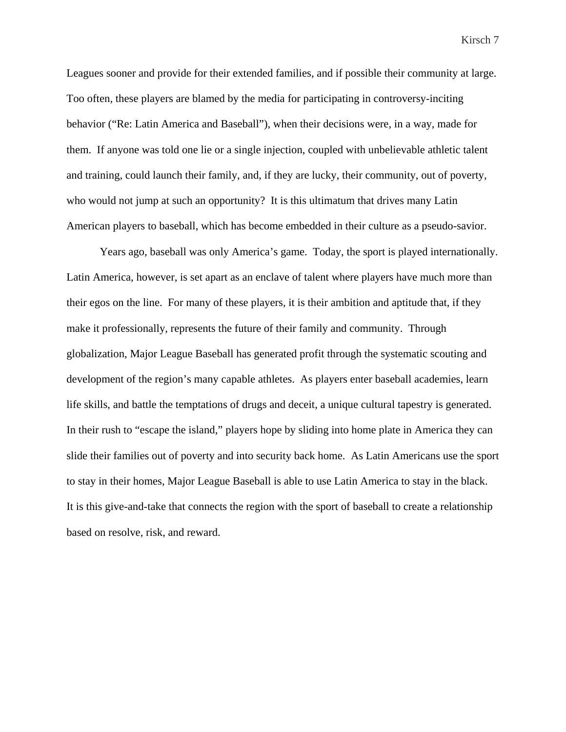Leagues sooner and provide for their extended families, and if possible their community at large. Too often, these players are blamed by the media for participating in controversy-inciting behavior ("Re: Latin America and Baseball"), when their decisions were, in a way, made for them. If anyone was told one lie or a single injection, coupled with unbelievable athletic talent and training, could launch their family, and, if they are lucky, their community, out of poverty, who would not jump at such an opportunity? It is this ultimatum that drives many Latin American players to baseball, which has become embedded in their culture as a pseudo-savior.

Years ago, baseball was only America's game. Today, the sport is played internationally. Latin America, however, is set apart as an enclave of talent where players have much more than their egos on the line. For many of these players, it is their ambition and aptitude that, if they make it professionally, represents the future of their family and community. Through globalization, Major League Baseball has generated profit through the systematic scouting and development of the region's many capable athletes. As players enter baseball academies, learn life skills, and battle the temptations of drugs and deceit, a unique cultural tapestry is generated. In their rush to "escape the island," players hope by sliding into home plate in America they can slide their families out of poverty and into security back home. As Latin Americans use the sport to stay in their homes, Major League Baseball is able to use Latin America to stay in the black. It is this give-and-take that connects the region with the sport of baseball to create a relationship based on resolve, risk, and reward.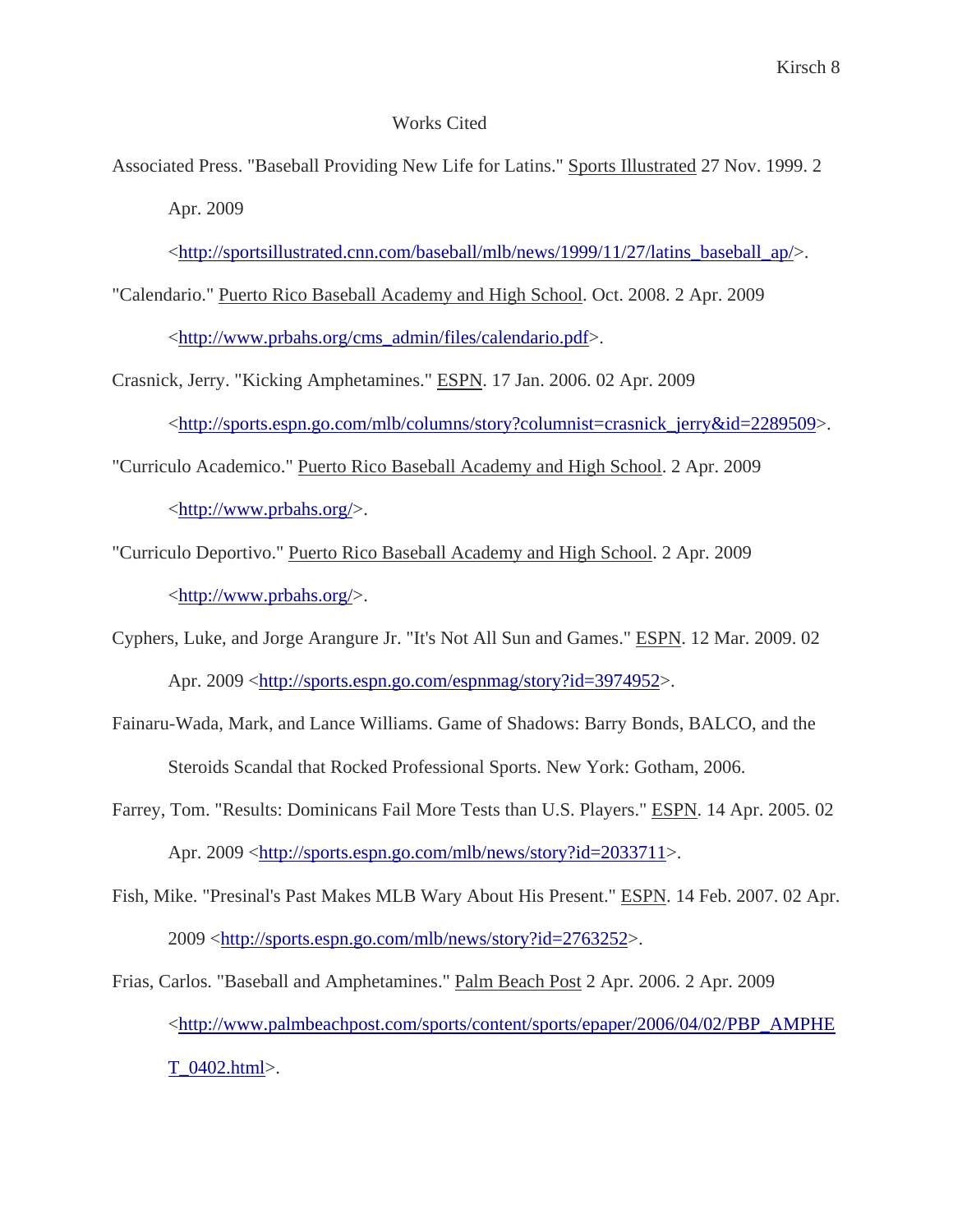# Works Cited

Associated Press. "Baseball Providing New Life for Latins." Sports Illustrated 27 Nov. 1999. 2 Apr. 2009 <http://sportsillustrated.cnn.com/baseball/mlb/news/1999/11/27/latins_baseball_ap/>.

"Calendario." Puerto Rico Baseball Academy and High School. Oct. 2008. 2 Apr. 2009 <http://www.prbahs.org/cms_admin/files/calendario.pdf>.

Crasnick, Jerry. "Kicking Amphetamines." ESPN. 17 Jan. 2006. 02 Apr. 2009 <http://sports.espn.go.com/mlb/columns/story?columnist=crasnick_jerry&id=2289509>.

"Curriculo Academico." Puerto Rico Baseball Academy and High School. 2 Apr. 2009 <http://www.prbahs.org/>.

"Curriculo Deportivo." Puerto Rico Baseball Academy and High School. 2 Apr. 2009 <http://www.prbahs.org/>.

Cyphers, Luke, and Jorge Arangure Jr. "It's Not All Sun and Games." ESPN. 12 Mar. 2009. 02 Apr. 2009 <http://sports.espn.go.com/espnmag/story?id=3974952>.

Fainaru-Wada, Mark, and Lance Williams. Game of Shadows: Barry Bonds, BALCO, and the Steroids Scandal that Rocked Professional Sports. New York: Gotham, 2006.

Farrey, Tom. "Results: Dominicans Fail More Tests than U.S. Players." ESPN. 14 Apr. 2005. 02 Apr. 2009 <http://sports.espn.go.com/mlb/news/story?id=2033711>.

Fish, Mike. "Presinal's Past Makes MLB Wary About His Present." ESPN. 14 Feb. 2007. 02 Apr. 2009 <http://sports.espn.go.com/mlb/news/story?id=2763252>.

Frias, Carlos. "Baseball and Amphetamines." Palm Beach Post 2 Apr. 2006. 2 Apr. 2009 <http://www.palmbeachpost.com/sports/content/sports/epaper/2006/04/02/PBP_AMPHET_0402.html>.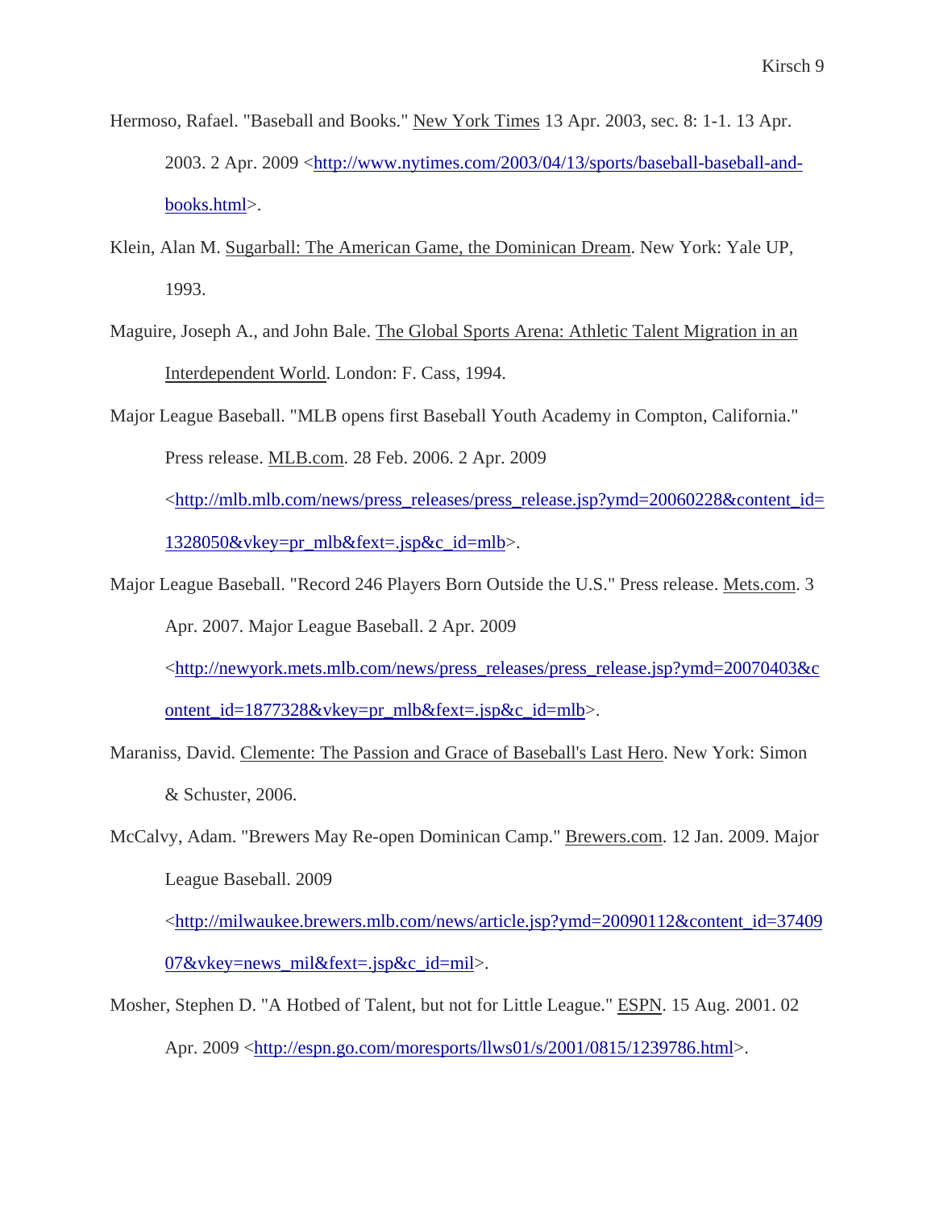Hermoso, Rafael. "Baseball and Books." New York Times 13 Apr. 2003, sec. 8: 1-1. 13 Apr. 2003. 2 Apr. 2009 <http://www.nytimes.com/2003/04/13/sports/baseball-baseball-and-books.html>.

Klein, Alan M. Sugarball: The American Game, the Dominican Dream. New York: Yale UP, 1993.

Maguire, Joseph A., and John Bale. The Global Sports Arena: Athletic Talent Migration in an Interdependent World. London: F. Cass, 1994.

Major League Baseball. "MLB opens first Baseball Youth Academy in Compton, California." Press release. MLB.com. 28 Feb. 2006. 2 Apr. 2009 <http://mlb.mlb.com/news/press_releases/press_release.jsp?ymd=20060228&content_id=1328050&vkey=pr_mlb&fext=.jsp&c_id=mlb>.

Major League Baseball. "Record 246 Players Born Outside the U.S." Press release. Mets.com. 3 Apr. 2007. Major League Baseball. 2 Apr. 2009 <http://newyork.mets.mlb.com/news/press_releases/press_release.jsp?ymd=20070403&content_id=1877328&vkey=pr_mlb&fext=.jsp&c_id=mlb>.

Maraniss, David. Clemente: The Passion and Grace of Baseball's Last Hero. New York: Simon & Schuster, 2006.

McCalvy, Adam. "Brewers May Re-open Dominican Camp." Brewers.com. 12 Jan. 2009. Major League Baseball. 2009 <http://milwaukee.brewers.mlb.com/news/article.jsp?ymd=20090112&content_id=3740907&vkey=news_mil&fext=.jsp&c_id=mil>.

Mosher, Stephen D. "A Hotbed of Talent, but not for Little League." ESPN. 15 Aug. 2001. 02 Apr. 2009 <http://espn.go.com/moresports/llws01/s/2001/0815/1239786.html>.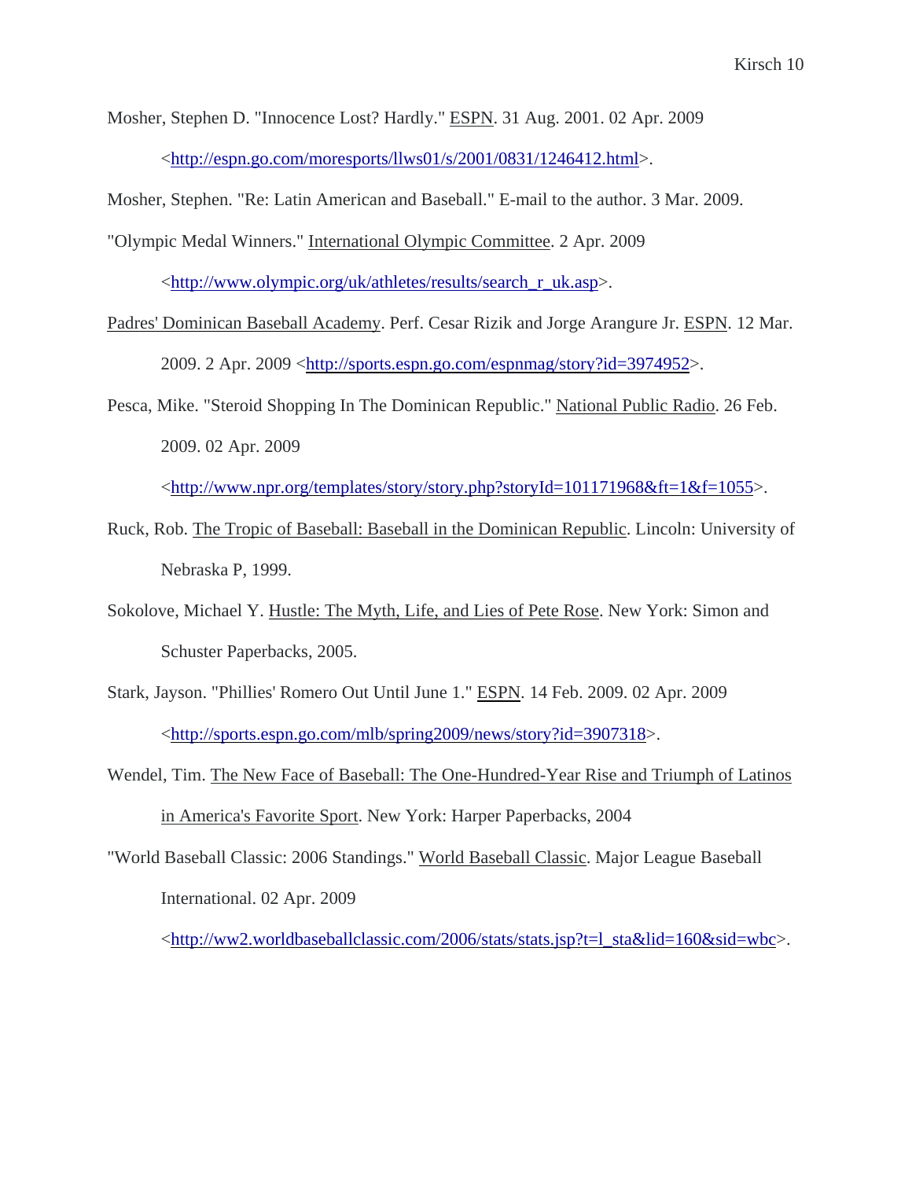Mosher, Stephen D. "Innocence Lost? Hardly." ESPN. 31 Aug. 2001. 02 Apr. 2009 <http://espn.go.com/moresports/llws01/s/2001/0831/1246412.html>.

Mosher, Stephen. "Re: Latin American and Baseball." E-mail to the author. 3 Mar. 2009.

"Olympic Medal Winners." International Olympic Committee. 2 Apr. 2009 <http://www.olympic.org/uk/athletes/results/search_r_uk.asp>.

Padres' Dominican Baseball Academy. Perf. Cesar Rizik and Jorge Arangure Jr. ESPN. 12 Mar. 2009. 2 Apr. 2009 <http://sports.espn.go.com/espnmag/story?id=3974952>.

Pesca, Mike. "Steroid Shopping In The Dominican Republic." National Public Radio. 26 Feb. 2009. 02 Apr. 2009 <http://www.npr.org/templates/story/story.php?storyId=101171968&ft=1&f=1055>.

Ruck, Rob. The Tropic of Baseball: Baseball in the Dominican Republic. Lincoln: University of Nebraska P, 1999.

Sokolove, Michael Y. Hustle: The Myth, Life, and Lies of Pete Rose. New York: Simon and Schuster Paperbacks, 2005.

Stark, Jayson. "Phillies' Romero Out Until June 1." ESPN. 14 Feb. 2009. 02 Apr. 2009 <http://sports.espn.go.com/mlb/spring2009/news/story?id=3907318>.

Wendel, Tim. The New Face of Baseball: The One-Hundred-Year Rise and Triumph of Latinos in America's Favorite Sport. New York: Harper Paperbacks, 2004

"World Baseball Classic: 2006 Standings." World Baseball Classic. Major League Baseball International. 02 Apr. 2009 <http://ww2.worldbaseballclassic.com/2006/stats/stats.jsp?t=l_sta&lid=160&sid=wbc>.